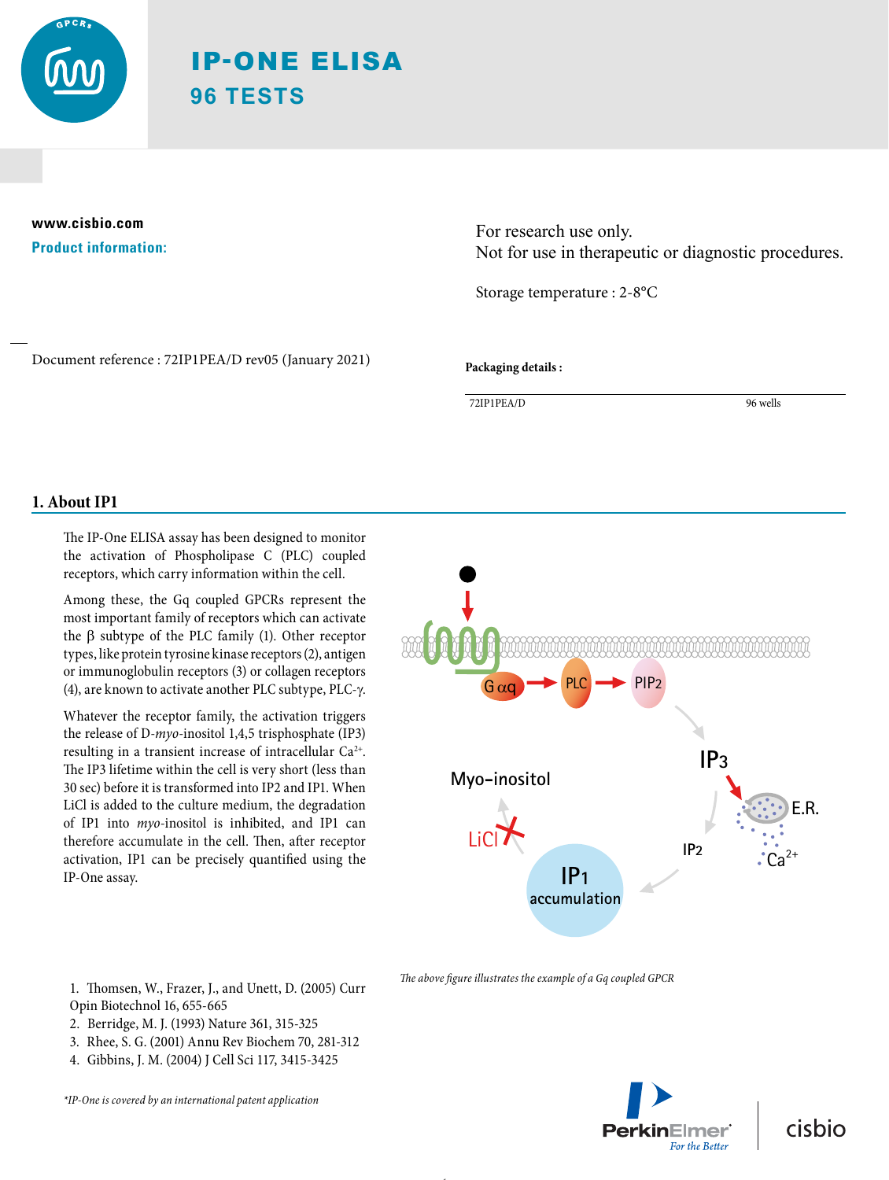# IP-ONE ELISA

## 96 TESTS

**www.cisbio.com**

**Product information:**

For research use only.
Not for use in therapeutic or diagnostic procedures.

Storage temperature : 2-8°C

Document reference : 72IP1PEA/D rev05 (January 2021)

**Packaging details :**

| 72IP1PEA/D | 96 wells |
|---|---|

## 1. About IP1

The IP-One ELISA assay has been designed to monitor the activation of Phospholipase C (PLC) coupled receptors, which carry information within the cell.

Among these, the Gq coupled GPCRs represent the most important family of receptors which can activate the β subtype of the PLC family (1). Other receptor types, like protein tyrosine kinase receptors (2), antigen or immunoglobulin receptors (3) or collagen receptors (4), are known to activate another PLC subtype, PLC-γ.

Whatever the receptor family, the activation triggers the release of D-*myo*-inositol 1,4,5 trisphosphate (IP3) resulting in a transient increase of intracellular $Ca^{2+}$. The IP3 lifetime within the cell is very short (less than 30 sec) before it is transformed into IP2 and IP1. When LiCl is added to the culture medium, the degradation of IP1 into *myo*-inositol is inhibited, and IP1 can therefore accumulate in the cell. Then, after receptor activation, IP1 can be precisely quantified using the IP-One assay.

*The above figure illustrates the example of a Gq coupled GPCR*

1. Thomsen, W., Frazer, J., and Unett, D. (2005) Curr Opin Biotechnol 16, 655-665
2. Berridge, M. J. (1993) Nature 361, 315-325
3. Rhee, S. G. (2001) Annu Rev Biochem 70, 281-312
4. Gibbins, J. M. (2004) J Cell Sci 117, 3415-3425

*\*IP-One is covered by an international patent application*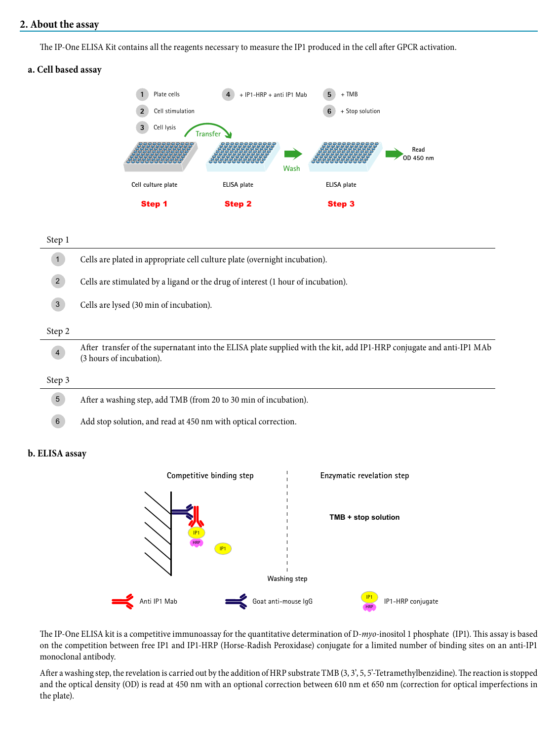## 2. About the assay

The IP-One ELISA Kit contains all the reagents necessary to measure the IP1 produced in the cell after GPCR activation.

### a. Cell based assay

Step 1

1. Cells are plated in appropriate cell culture plate (overnight incubation).
2. Cells are stimulated by a ligand or the drug of interest (1 hour of incubation).
3. Cells are lysed (30 min of incubation).

Step 2

4. After transfer of the supernatant into the ELISA plate supplied with the kit, add IP1-HRP conjugate and anti-IP1 MAb (3 hours of incubation).

Step 3

5. After a washing step, add TMB (from 20 to 30 min of incubation).
6. Add stop solution, and read at 450 nm with optical correction.

### b. ELISA assay

The IP-One ELISA kit is a competitive immunoassay for the quantitative determination of D-*myo*-inositol 1 phosphate (IP1). This assay is based on the competition between free IP1 and IP1-HRP (Horse-Radish Peroxidase) conjugate for a limited number of binding sites on an anti-IP1 monoclonal antibody.

After a washing step, the revelation is carried out by the addition of HRP substrate TMB (3, 3', 5, 5'-Tetramethylbenzidine). The reaction is stopped and the optical density (OD) is read at 450 nm with an optional correction between 610 nm et 650 nm (correction for optical imperfections in the plate).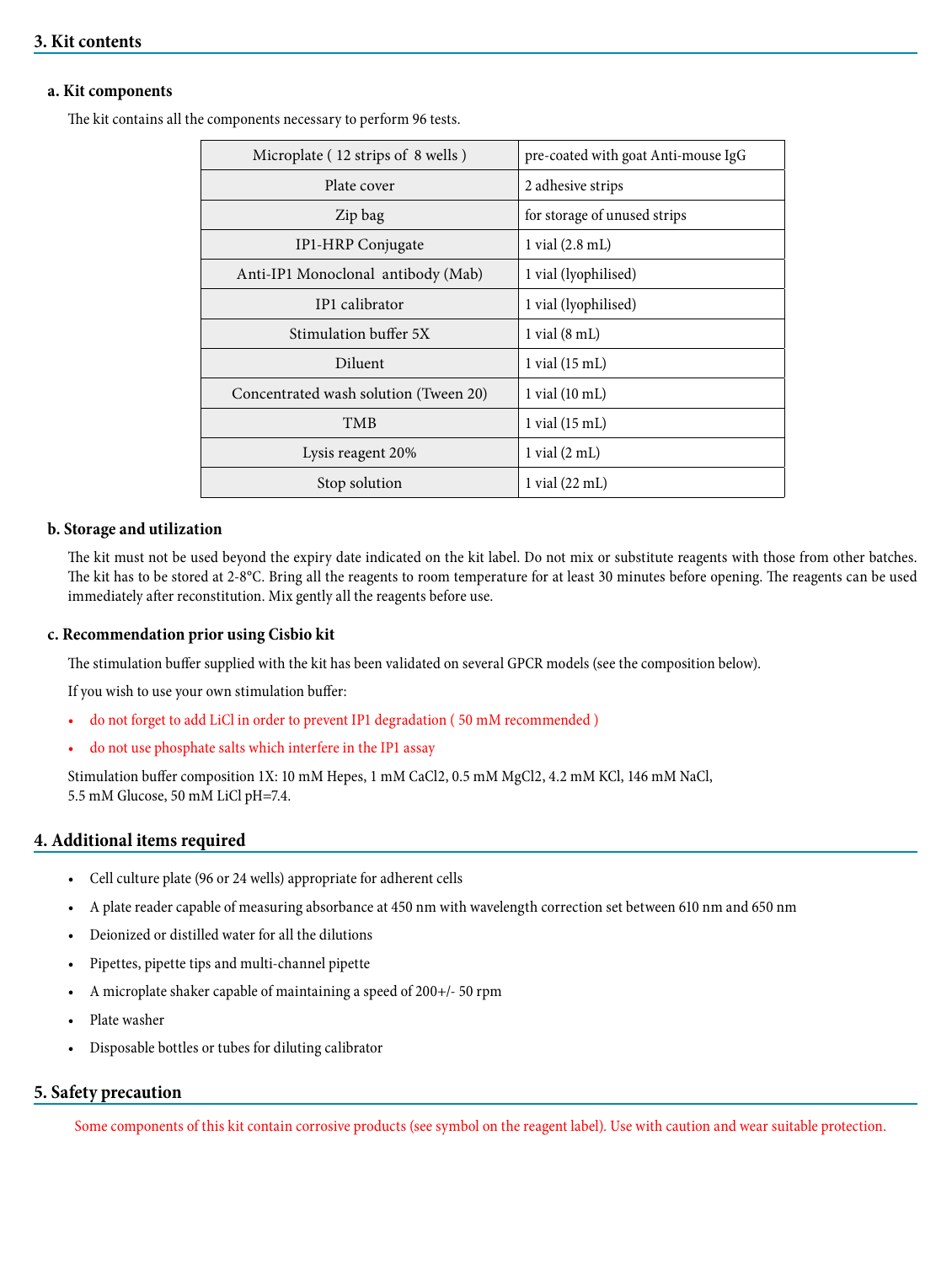## 3. Kit contents

### a. Kit components

The kit contains all the components necessary to perform 96 tests.

| Component | Description |
|---|---|
| Microplate ( 12 strips of 8 wells ) | pre-coated with goat Anti-mouse IgG |
| Plate cover | 2 adhesive strips |
| Zip bag | for storage of unused strips |
| IP1-HRP Conjugate | 1 vial (2.8 mL) |
| Anti-IP1 Monoclonal antibody (Mab) | 1 vial (lyophilised) |
| IP1 calibrator | 1 vial (lyophilised) |
| Stimulation buffer 5X | 1 vial (8 mL) |
| Diluent | 1 vial (15 mL) |
| Concentrated wash solution (Tween 20) | 1 vial (10 mL) |
| TMB | 1 vial (15 mL) |
| Lysis reagent 20% | 1 vial (2 mL) |
| Stop solution | 1 vial (22 mL) |

### b. Storage and utilization

The kit must not be used beyond the expiry date indicated on the kit label. Do not mix or substitute reagents with those from other batches. The kit has to be stored at 2-8°C. Bring all the reagents to room temperature for at least 30 minutes before opening. The reagents can be used immediately after reconstitution. Mix gently all the reagents before use.

### c. Recommendation prior using Cisbio kit

The stimulation buffer supplied with the kit has been validated on several GPCR models (see the composition below).

If you wish to use your own stimulation buffer:

- do not forget to add LiCl in order to prevent IP1 degradation ( 50 mM recommended )
- do not use phosphate salts which interfere in the IP1 assay

Stimulation buffer composition 1X: 10 mM Hepes, 1 mM $CaCl_2$, 0.5 mM $MgCl_2$, 4.2 mM KCl, 146 mM NaCl, 5.5 mM Glucose, 50 mM LiCl pH=7.4.

## 4. Additional items required

- Cell culture plate (96 or 24 wells) appropriate for adherent cells
- A plate reader capable of measuring absorbance at 450 nm with wavelength correction set between 610 nm and 650 nm
- Deionized or distilled water for all the dilutions
- Pipettes, pipette tips and multi-channel pipette
- A microplate shaker capable of maintaining a speed of 200+/- 50 rpm
- Plate washer
- Disposable bottles or tubes for diluting calibrator

## 5. Safety precaution

Some components of this kit contain corrosive products (see symbol on the reagent label). Use with caution and wear suitable protection.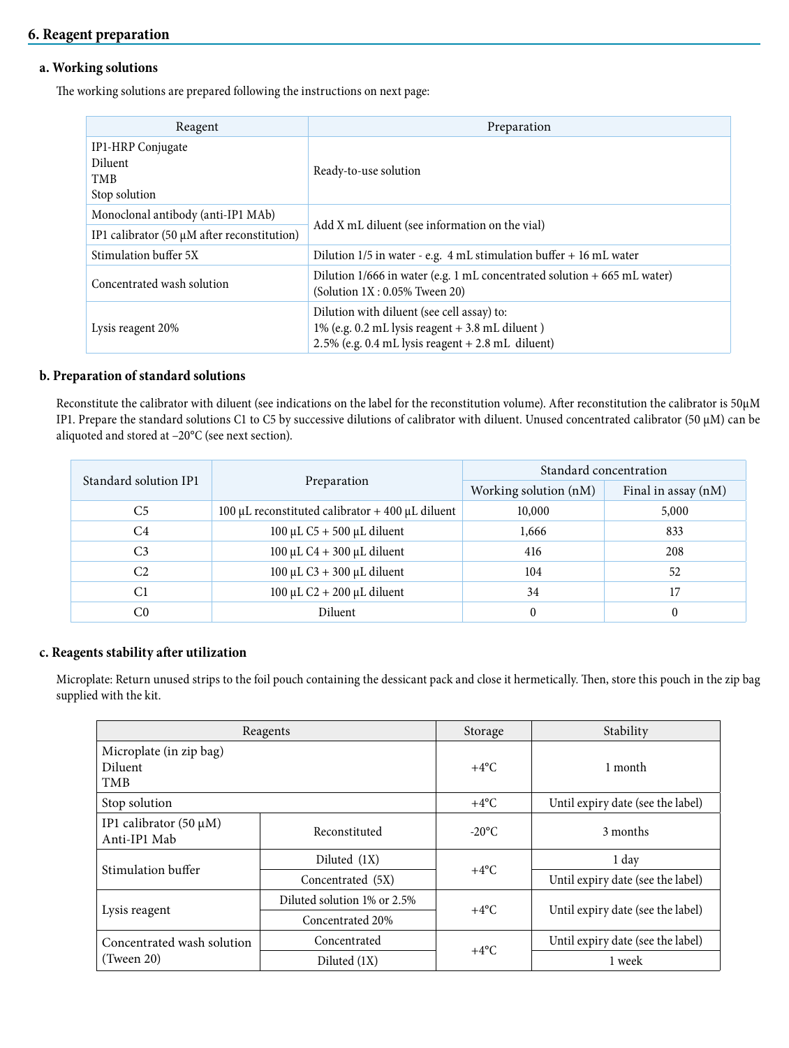## 6. Reagent preparation

### a. Working solutions

The working solutions are prepared following the instructions on next page:

| Reagent | Preparation |
|---|---|
| IP1-HRP Conjugate<br>Diluent<br>TMB<br>Stop solution | Ready-to-use solution |
| Monoclonal antibody (anti-IP1 MAb) | Add X mL diluent (see information on the vial) |
| IP1 calibrator (50 µM after reconstitution) | |
| Stimulation buffer 5X | Dilution 1/5 in water - e.g. 4 mL stimulation buffer + 16 mL water |
| Concentrated wash solution | Dilution 1/666 in water (e.g. 1 mL concentrated solution + 665 mL water)<br>(Solution 1X : 0.05% Tween 20) |
| Lysis reagent 20% | Dilution with diluent (see cell assay) to:<br>1% (e.g. 0.2 mL lysis reagent + 3.8 mL diluent )<br>2.5% (e.g. 0.4 mL lysis reagent + 2.8 mL diluent) |

### b. Preparation of standard solutions

Reconstitute the calibrator with diluent (see indications on the label for the reconstitution volume). After reconstitution the calibrator is 50µM IP1. Prepare the standard solutions C1 to C5 by successive dilutions of calibrator with diluent. Unused concentrated calibrator (50 µM) can be aliquoted and stored at –20°C (see next section).

| Standard solution IP1 | Preparation | Standard concentration | |
|---|---|---|---|
| | | Working solution (nM) | Final in assay (nM) |
| C5 | 100 µL reconstituted calibrator + 400 µL diluent | 10,000 | 5,000 |
| C4 | 100 µL C5 + 500 µL diluent | 1,666 | 833 |
| C3 | 100 µL C4 + 300 µL diluent | 416 | 208 |
| C2 | 100 µL C3 + 300 µL diluent | 104 | 52 |
| C1 | 100 µL C2 + 200 µL diluent | 34 | 17 |
| C0 | Diluent | 0 | 0 |

### c. Reagents stability after utilization

Microplate: Return unused strips to the foil pouch containing the dessicant pack and close it hermetically. Then, store this pouch in the zip bag supplied with the kit.

| Reagents | | Storage | Stability |
|---|---|---|---|
| Microplate (in zip bag)<br>Diluent<br>TMB | | +4°C | 1 month |
| Stop solution | | +4°C | Until expiry date (see the label) |
| IP1 calibrator (50 µM)<br>Anti-IP1 Mab | Reconstituted | -20°C | 3 months |
| Stimulation buffer | Diluted (1X) | +4°C | 1 day |
| | Concentrated (5X) | | Until expiry date (see the label) |
| Lysis reagent | Diluted solution 1% or 2.5% | +4°C | Until expiry date (see the label) |
| | Concentrated 20% | | |
| Concentrated wash solution (Tween 20) | Concentrated | +4°C | Until expiry date (see the label) |
| | Diluted (1X) | | 1 week |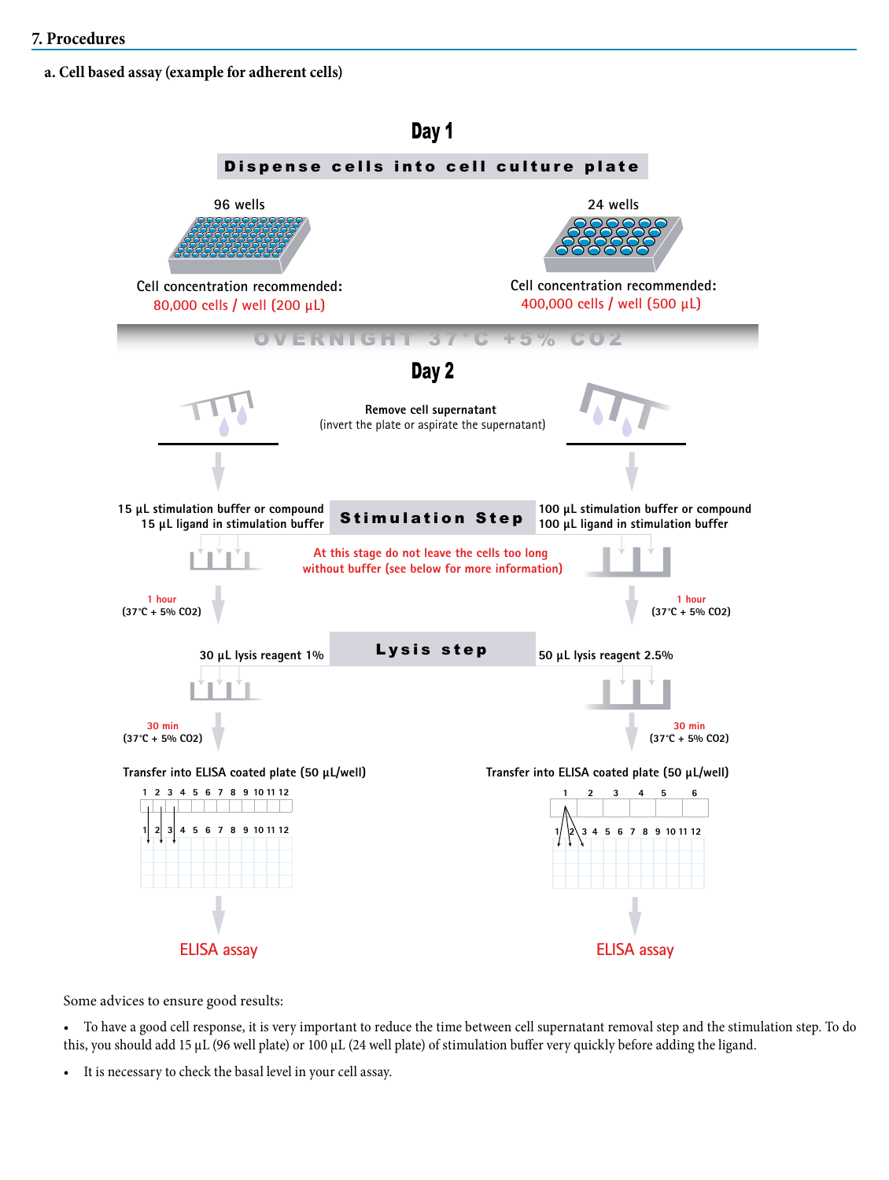## 7. Procedures

### a. Cell based assay (example for adherent cells)

**Day 1**

**Dispense cells into cell culture plate**

96 wells

Cell concentration recommended:
80,000 cells / well (200 µL)

24 wells

Cell concentration recommended:
400,000 cells / well (500 µL)

OVERNIGHT 37°C +5% CO2

**Day 2**

Remove cell supernatant
(invert the plate or aspirate the supernatant)

**Stimulation Step**

96 wells:
15 µL stimulation buffer or compound
15 µL ligand in stimulation buffer

24 wells:
100 µL stimulation buffer or compound
100 µL ligand in stimulation buffer

At this stage do not leave the cells too long without buffer (see below for more information)

1 hour
(37°C + 5% CO2)

**Lysis step**

96 wells: 30 µL lysis reagent 1%

24 wells: 50 µL lysis reagent 2.5%

30 min
(37°C + 5% CO2)

96 wells: Transfer into ELISA coated plate (50 µL/well)

24 wells: Transfer into ELISA coated plate (50 µL/well)

ELISA assay

Some advices to ensure good results:

- To have a good cell response, it is very important to reduce the time between cell supernatant removal step and the stimulation step. To do this, you should add 15 µL (96 well plate) or 100 µL (24 well plate) of stimulation buffer very quickly before adding the ligand.
- It is necessary to check the basal level in your cell assay.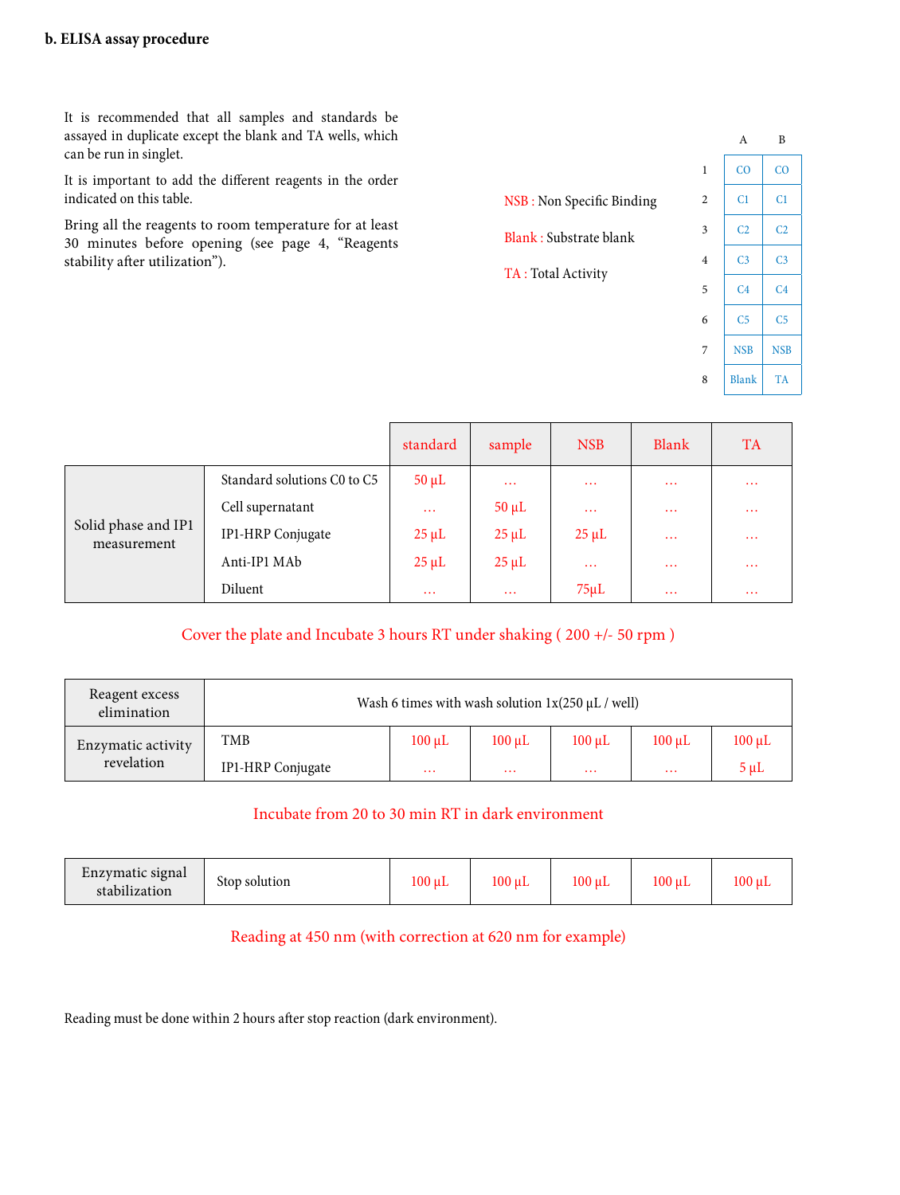### b. ELISA assay procedure

It is recommended that all samples and standards be assayed in duplicate except the blank and TA wells, which can be run in singlet.

It is important to add the different reagents in the order indicated on this table.

Bring all the reagents to room temperature for at least 30 minutes before opening (see page 4, "Reagents stability after utilization").

NSB : Non Specific Binding

Blank : Substrate blank

TA : Total Activity

| | A | B |
|---|---|---|
| 1 | CO | CO |
| 2 | C1 | C1 |
| 3 | C2 | C2 |
| 4 | C3 | C3 |
| 5 | C4 | C4 |
| 6 | C5 | C5 |
| 7 | NSB | NSB |
| 8 | Blank | TA |

| | | standard | sample | NSB | Blank | TA |
|---|---|---|---|---|---|---|
| Solid phase and IP1 measurement | Standard solutions C0 to C5 | 50 µL | … | … | … | … |
| | Cell supernatant | … | 50 µL | … | … | … |
| | IP1-HRP Conjugate | 25 µL | 25 µL | 25 µL | … | … |
| | Anti-IP1 MAb | 25 µL | 25 µL | … | … | … |
| | Diluent | … | … | 75µL | … | … |

Cover the plate and Incubate 3 hours RT under shaking ( 200 +/- 50 rpm )

| | | | | | | |
|---|---|---|---|---|---|---|
| Reagent excess elimination | Wash 6 times with wash solution 1x(250 µL / well) | | | | | |
| Enzymatic activity revelation | TMB | 100 µL | 100 µL | 100 µL | 100 µL | 100 µL |
| | IP1-HRP Conjugate | … | … | … | … | 5 µL |

Incubate from 20 to 30 min RT in dark environment

| | | | | | | |
|---|---|---|---|---|---|---|
| Enzymatic signal stabilization | Stop solution | 100 µL | 100 µL | 100 µL | 100 µL | 100 µL |

Reading at 450 nm (with correction at 620 nm for example)

Reading must be done within 2 hours after stop reaction (dark environment).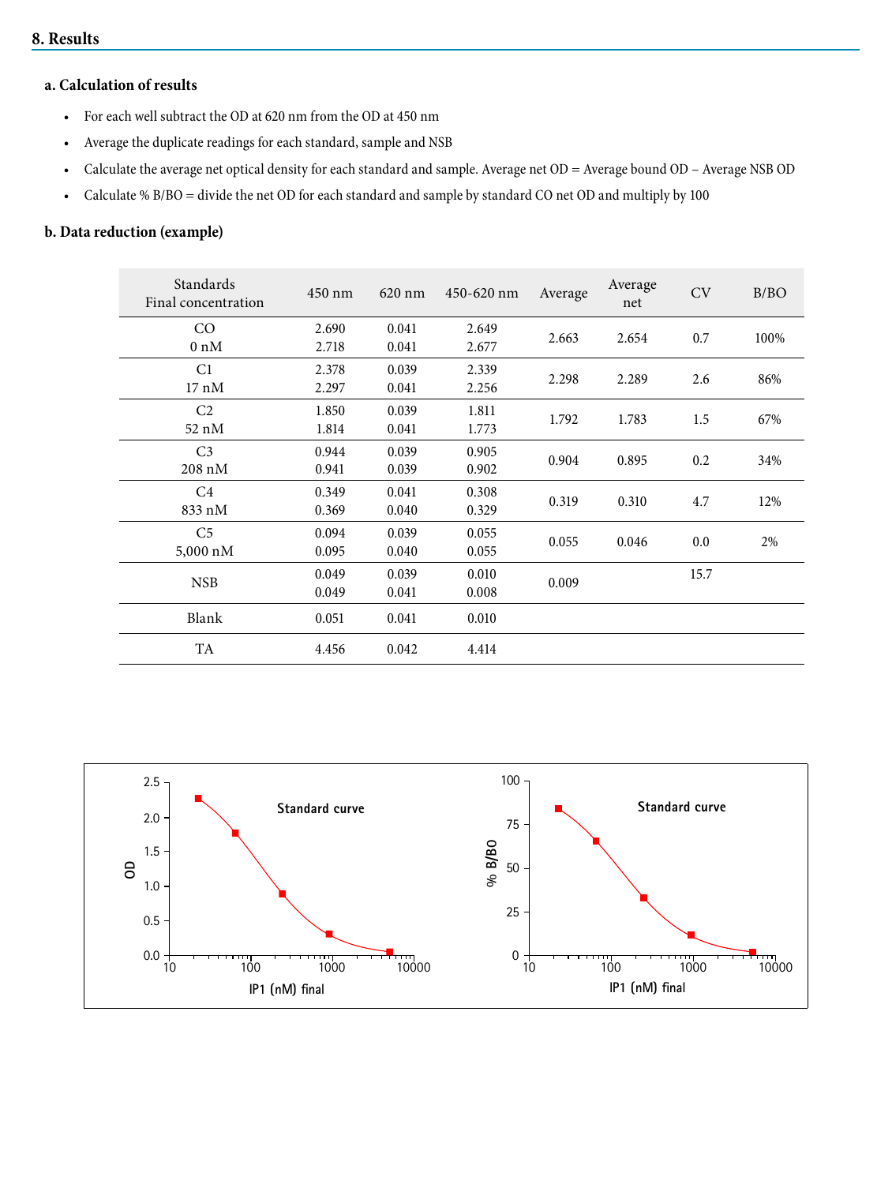## 8. Results

### a. Calculation of results

- For each well subtract the OD at 620 nm from the OD at 450 nm
- Average the duplicate readings for each standard, sample and NSB
- Calculate the average net optical density for each standard and sample. Average net OD = Average bound OD – Average NSB OD
- Calculate % B/BO = divide the net OD for each standard and sample by standard CO net OD and multiply by 100

### b. Data reduction (example)

| Standards Final concentration | 450 nm | 620 nm | 450-620 nm | Average | Average net | CV | B/BO |
|---|---|---|---|---|---|---|---|
| CO 0 nM | 2.690<br>2.718 | 0.041<br>0.041 | 2.649<br>2.677 | 2.663 | 2.654 | 0.7 | 100% |
| C1 17 nM | 2.378<br>2.297 | 0.039<br>0.041 | 2.339<br>2.256 | 2.298 | 2.289 | 2.6 | 86% |
| C2 52 nM | 1.850<br>1.814 | 0.039<br>0.041 | 1.811<br>1.773 | 1.792 | 1.783 | 1.5 | 67% |
| C3 208 nM | 0.944<br>0.941 | 0.039<br>0.039 | 0.905<br>0.902 | 0.904 | 0.895 | 0.2 | 34% |
| C4 833 nM | 0.349<br>0.369 | 0.041<br>0.040 | 0.308<br>0.329 | 0.319 | 0.310 | 4.7 | 12% |
| C5 5,000 nM | 0.094<br>0.095 | 0.039<br>0.040 | 0.055<br>0.055 | 0.055 | 0.046 | 0.0 | 2% |
| NSB | 0.049<br>0.049 | 0.039<br>0.041 | 0.010<br>0.008 | 0.009 | | 15.7 | |
| Blank | 0.051 | 0.041 | 0.010 | | | | |
| TA | 4.456 | 0.042 | 4.414 | | | | |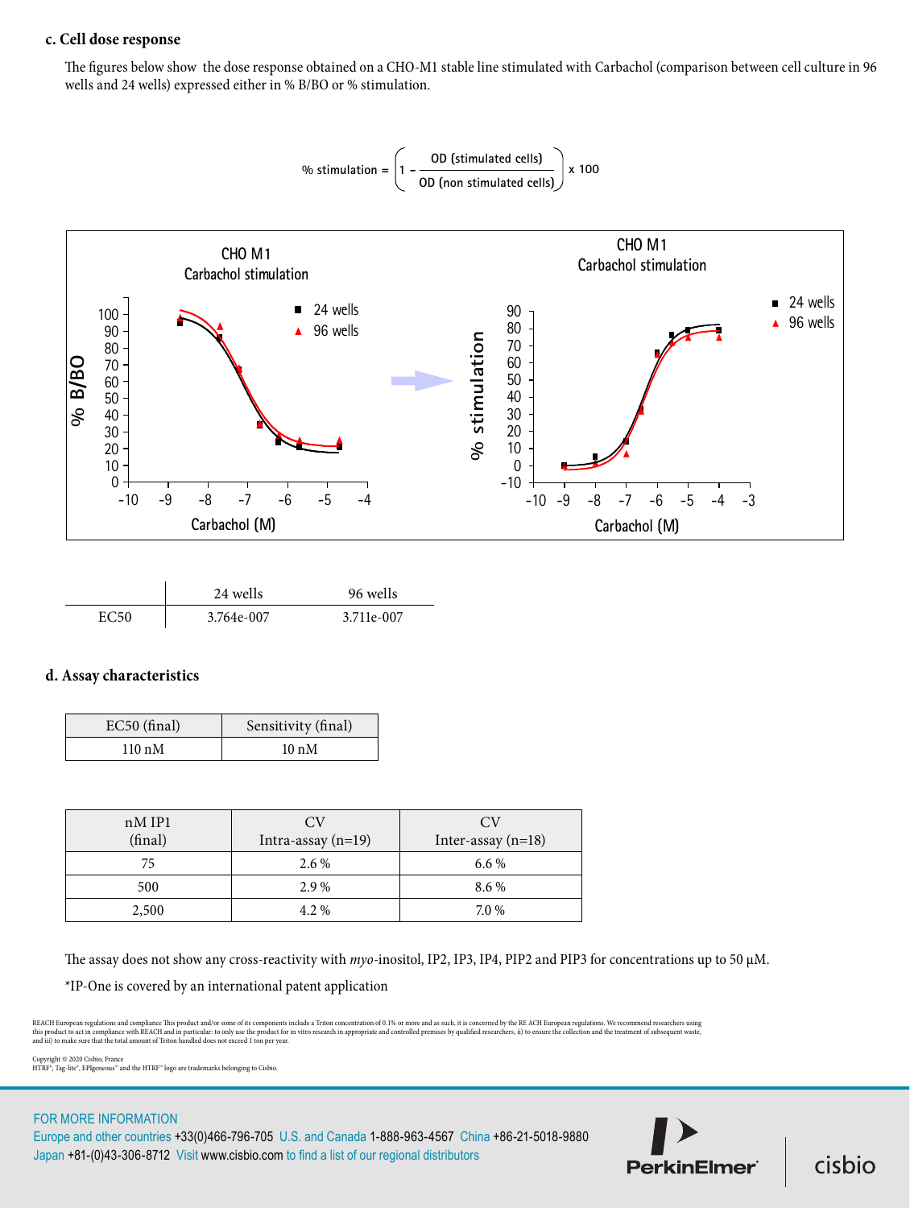### c. Cell dose response

The figures below show the dose response obtained on a CHO-M1 stable line stimulated with Carbachol (comparison between cell culture in 96 wells and 24 wells) expressed either in % B/BO or % stimulation.

$$\% \text{ stimulation} = \left(1 - \frac{\text{OD (stimulated cells)}}{\text{OD (non stimulated cells)}}\right) \times 100$$

CHO M1
Carbachol stimulation
% B/BO
Carbachol (M)
24 wells
96 wells

CHO M1
Carbachol stimulation
% stimulation
Carbachol (M)
24 wells
96 wells

| | 24 wells | 96 wells |
|---|---|---|
| EC50 | 3.764e-007 | 3.711e-007 |

### d. Assay characteristics

| EC50 (final) | Sensitivity (final) |
|---|---|
| 110 nM | 10 nM |

| nM IP1 (final) | CV Intra-assay (n=19) | CV Inter-assay (n=18) |
|---|---|---|
| 75 | 2.6 % | 6.6 % |
| 500 | 2.9 % | 8.6 % |
| 2,500 | 4.2 % | 7.0 % |

The assay does not show any cross-reactivity with *myo*-inositol, IP2, IP3, IP4, PIP2 and PIP3 for concentrations up to 50 µM.

*IP-One is covered by an international patent application

REACH European regulations and compliance This product and/or some of its components include a Triton concentration of 0.1% or more and as such, it is concerned by the RE ACH European regulations. We recommend researchers using this product to act in compliance with REACH and in particular: to only use the product for in vitro research in appropriate and controlled premises by qualified researchers, ii) to ensure the collection and the treatment of subsequent waste, and iii) to make sure that the total amount of Triton handled does not exceed 1 ton per year.

Copyright © 2020 Cisbio, France
HTRF®, Tag-lite®, EPIgeneous™ and the HTRF® logo are trademarks belonging to Cisbio.

FOR MORE INFORMATION
Europe and other countries +33(0)466-796-705 U.S. and Canada 1-888-963-4567 China +86-21-5018-9880
Japan +81-(0)43-306-8712 Visit www.cisbio.com to find a list of our regional distributors

PerkinElmer® cisbio